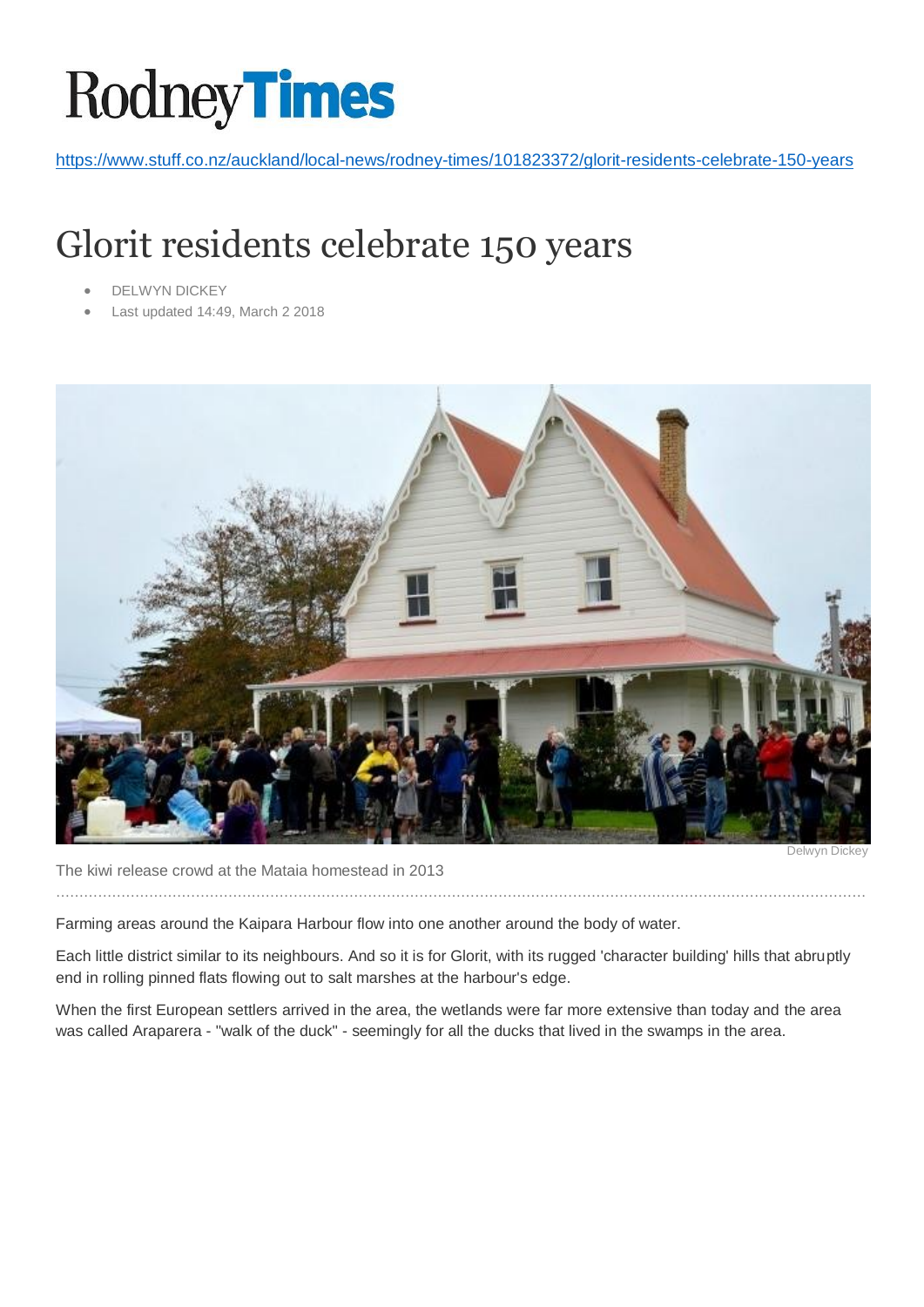# Rodney Times

https://www.stuff.co.nz/auckland/local-news/rodney-times/101823372/glorit-residents-celebrate-150-years

# Glorit residents celebrate 150 years

- DELWYN DICKEY
- Last updated 14:49, March 2 2018

Delwyn Dickey

The kiwi release crowd at the Mataia homestead in 2013

Farming areas around the Kaipara Harbour flow into one another around the body of water.

Each little district similar to its neighbours. And so it is for Glorit, with its rugged 'character building' hills that abruptly end in rolling pinned flats flowing out to salt marshes at the harbour's edge.

When the first European settlers arrived in the area, the wetlands were far more extensive than today and the area was called Araparera - "walk of the duck" - seemingly for all the ducks that lived in the swamps in the area.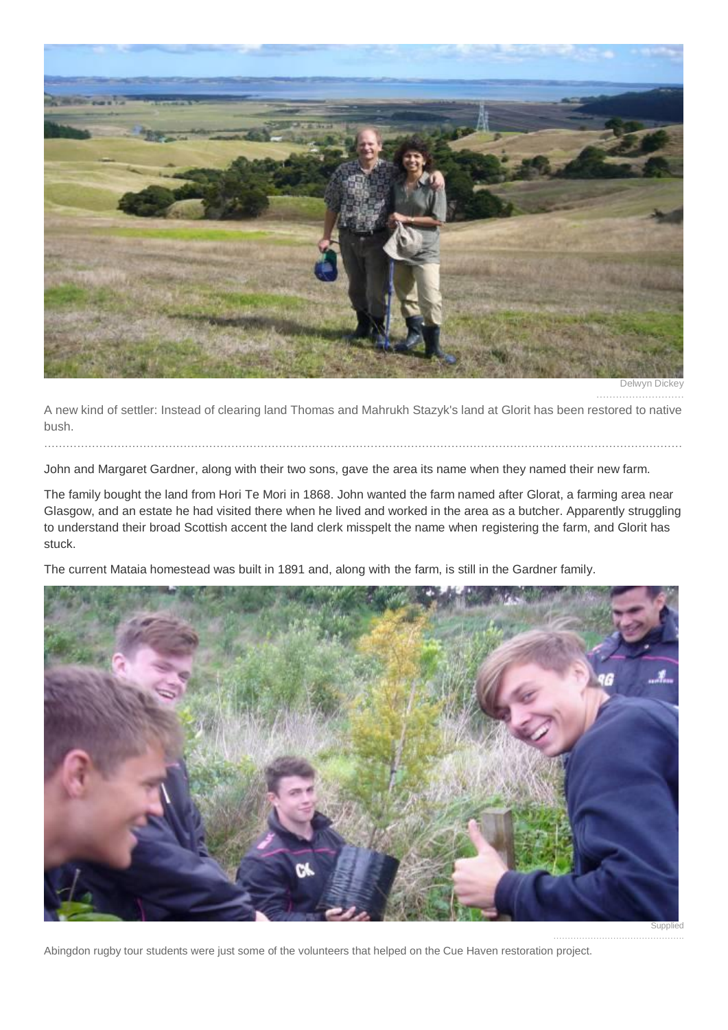Delwyn Dickey

A new kind of settler: Instead of clearing land Thomas and Mahrukh Stazyk's land at Glorit has been restored to native bush.

John and Margaret Gardner, along with their two sons, gave the area its name when they named their new farm.

The family bought the land from Hori Te Mori in 1868. John wanted the farm named after Glorat, a farming area near Glasgow, and an estate he had visited there when he lived and worked in the area as a butcher. Apparently struggling to understand their broad Scottish accent the land clerk misspelt the name when registering the farm, and Glorit has stuck.

The current Mataia homestead was built in 1891 and, along with the farm, is still in the Gardner family.

Supplied

Abingdon rugby tour students were just some of the volunteers that helped on the Cue Haven restoration project.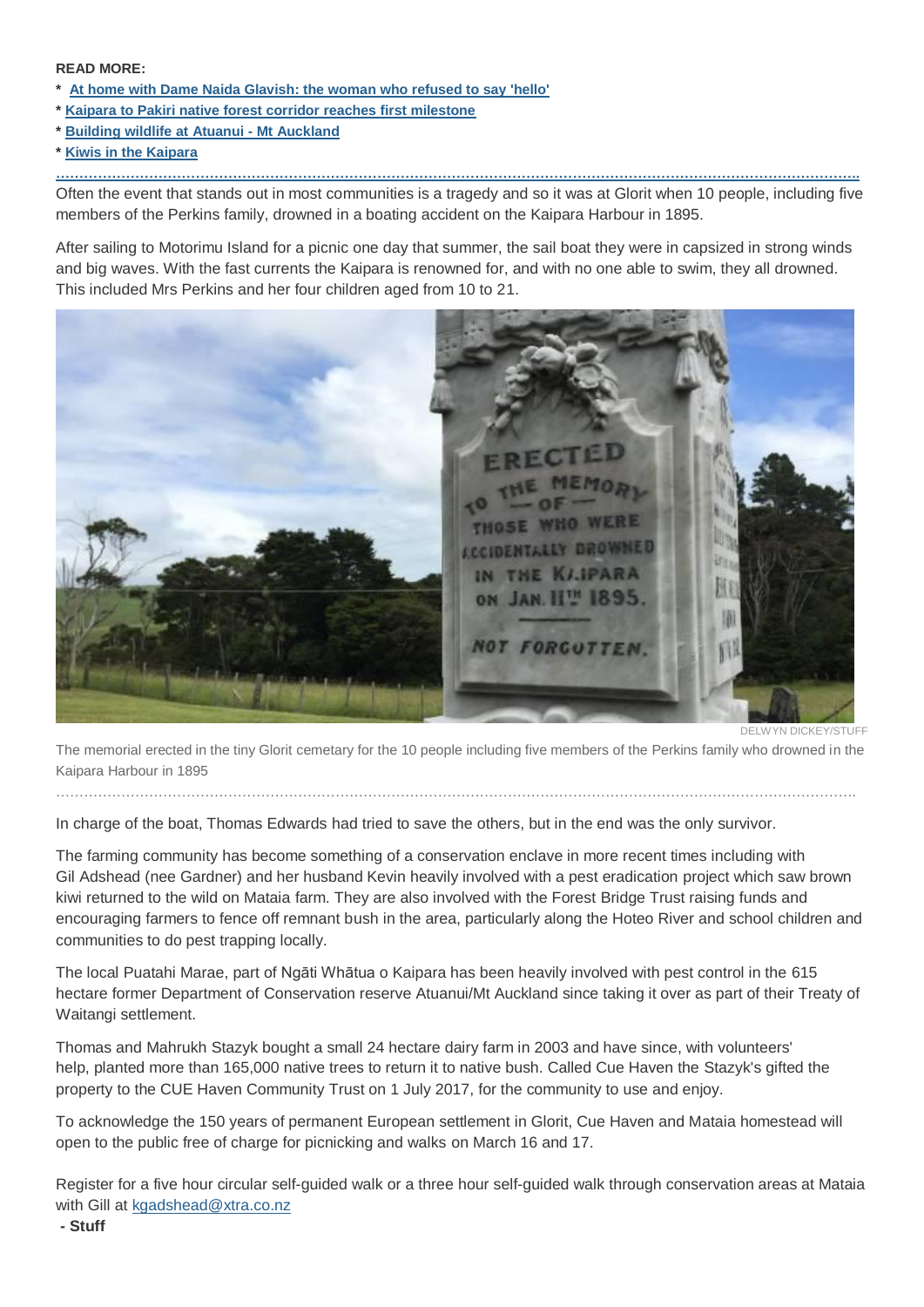**READ MORE:**

- **At home with Dame Naida Glavish: the woman who refused to say 'hello'**
- **Kaipara to Pakiri native forest corridor reaches first milestone**
- **Building wildlife at Atuanui - Mt Auckland**
- **Kiwis in the Kaipara**

Often the event that stands out in most communities is a tragedy and so it was at Glorit when 10 people, including five members of the Perkins family, drowned in a boating accident on the Kaipara Harbour in 1895.

After sailing to Motorimu Island for a picnic one day that summer, the sail boat they were in capsized in strong winds and big waves. With the fast currents the Kaipara is renowned for, and with no one able to swim, they all drowned. This included Mrs Perkins and her four children aged from 10 to 21.

DELWYN DICKEY/STUFF

The memorial erected in the tiny Glorit cemetary for the 10 people including five members of the Perkins family who drowned in the Kaipara Harbour in 1895

In charge of the boat, Thomas Edwards had tried to save the others, but in the end was the only survivor.

The farming community has become something of a conservation enclave in more recent times including with Gil Adshead (nee Gardner) and her husband Kevin heavily involved with a pest eradication project which saw brown kiwi returned to the wild on Mataia farm. They are also involved with the Forest Bridge Trust raising funds and encouraging farmers to fence off remnant bush in the area, particularly along the Hoteo River and school children and communities to do pest trapping locally.

The local Puatahi Marae, part of Ngāti Whātua o Kaipara has been heavily involved with pest control in the 615 hectare former Department of Conservation reserve Atuanui/Mt Auckland since taking it over as part of their Treaty of Waitangi settlement.

Thomas and Mahrukh Stazyk bought a small 24 hectare dairy farm in 2003 and have since, with volunteers' help, planted more than 165,000 native trees to return it to native bush. Called Cue Haven the Stazyk's gifted the property to the CUE Haven Community Trust on 1 July 2017, for the community to use and enjoy.

To acknowledge the 150 years of permanent European settlement in Glorit, Cue Haven and Mataia homestead will open to the public free of charge for picnicking and walks on March 16 and 17.

Register for a five hour circular self-guided walk or a three hour self-guided walk through conservation areas at Mataia with Gill at kgadshead@xtra.co.nz

**- Stuff**